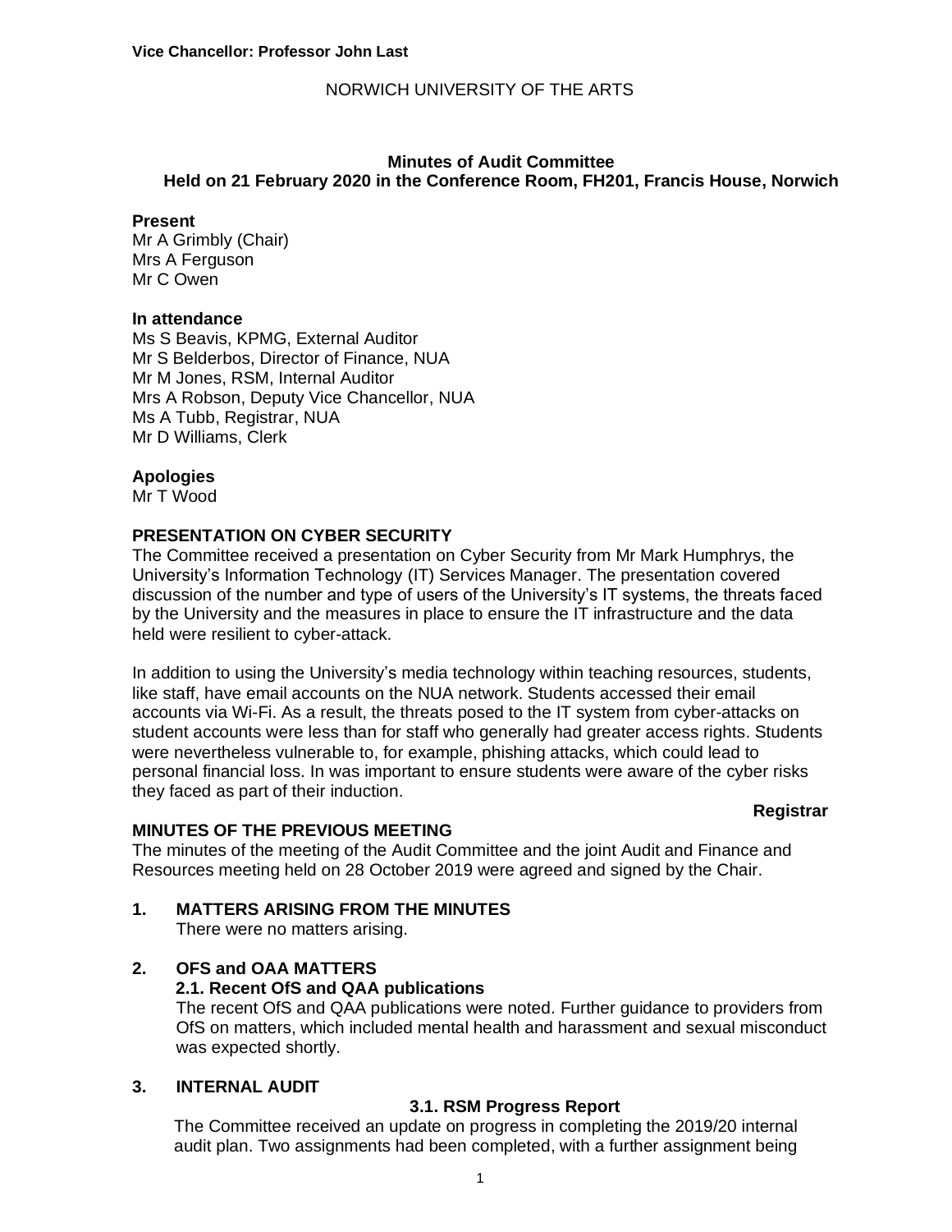**Vice Chancellor: Professor John Last**

NORWICH UNIVERSITY OF THE ARTS

**Minutes of Audit Committee**
**Held on 21 February 2020 in the Conference Room, FH201, Francis House, Norwich**

**Present**
Mr A Grimbly (Chair)
Mrs A Ferguson
Mr C Owen

**In attendance**
Ms S Beavis, KPMG, External Auditor
Mr S Belderbos, Director of Finance, NUA
Mr M Jones, RSM, Internal Auditor
Mrs A Robson, Deputy Vice Chancellor, NUA
Ms A Tubb, Registrar, NUA
Mr D Williams, Clerk

**Apologies**
Mr T Wood

**PRESENTATION ON CYBER SECURITY**

The Committee received a presentation on Cyber Security from Mr Mark Humphrys, the University's Information Technology (IT) Services Manager. The presentation covered discussion of the number and type of users of the University's IT systems, the threats faced by the University and the measures in place to ensure the IT infrastructure and the data held were resilient to cyber-attack.

In addition to using the University's media technology within teaching resources, students, like staff, have email accounts on the NUA network. Students accessed their email accounts via Wi-Fi. As a result, the threats posed to the IT system from cyber-attacks on student accounts were less than for staff who generally had greater access rights. Students were nevertheless vulnerable to, for example, phishing attacks, which could lead to personal financial loss. In was important to ensure students were aware of the cyber risks they faced as part of their induction.

**Registrar**

**MINUTES OF THE PREVIOUS MEETING**

The minutes of the meeting of the Audit Committee and the joint Audit and Finance and Resources meeting held on 28 October 2019 were agreed and signed by the Chair.

**1. MATTERS ARISING FROM THE MINUTES**

There were no matters arising.

**2. OFS and OAA MATTERS**

**2.1. Recent OfS and QAA publications**

The recent OfS and QAA publications were noted. Further guidance to providers from OfS on matters, which included mental health and harassment and sexual misconduct was expected shortly.

**3. INTERNAL AUDIT**

**3.1. RSM Progress Report**

The Committee received an update on progress in completing the 2019/20 internal audit plan. Two assignments had been completed, with a further assignment being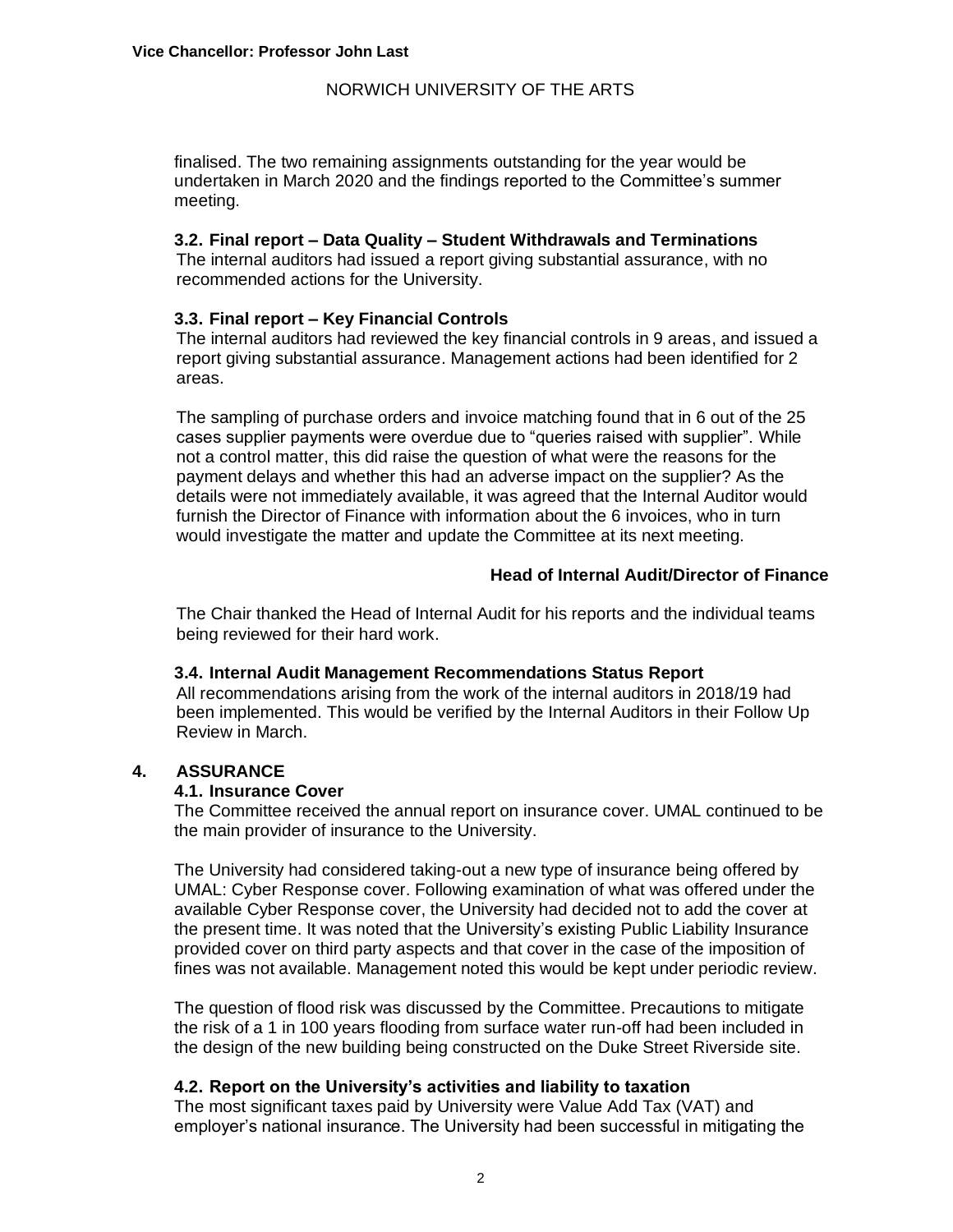finalised. The two remaining assignments outstanding for the year would be undertaken in March 2020 and the findings reported to the Committee's summer meeting.

### 3.2. Final report – Data Quality – Student Withdrawals and Terminations

The internal auditors had issued a report giving substantial assurance, with no recommended actions for the University.

### 3.3. Final report – Key Financial Controls

The internal auditors had reviewed the key financial controls in 9 areas, and issued a report giving substantial assurance. Management actions had been identified for 2 areas.

The sampling of purchase orders and invoice matching found that in 6 out of the 25 cases supplier payments were overdue due to "queries raised with supplier". While not a control matter, this did raise the question of what were the reasons for the payment delays and whether this had an adverse impact on the supplier? As the details were not immediately available, it was agreed that the Internal Auditor would furnish the Director of Finance with information about the 6 invoices, who in turn would investigate the matter and update the Committee at its next meeting.

**Head of Internal Audit/Director of Finance**

The Chair thanked the Head of Internal Audit for his reports and the individual teams being reviewed for their hard work.

### 3.4. Internal Audit Management Recommendations Status Report

All recommendations arising from the work of the internal auditors in 2018/19 had been implemented. This would be verified by the Internal Auditors in their Follow Up Review in March.

## 4. ASSURANCE

### 4.1. Insurance Cover

The Committee received the annual report on insurance cover. UMAL continued to be the main provider of insurance to the University.

The University had considered taking-out a new type of insurance being offered by UMAL: Cyber Response cover. Following examination of what was offered under the available Cyber Response cover, the University had decided not to add the cover at the present time. It was noted that the University's existing Public Liability Insurance provided cover on third party aspects and that cover in the case of the imposition of fines was not available. Management noted this would be kept under periodic review.

The question of flood risk was discussed by the Committee. Precautions to mitigate the risk of a 1 in 100 years flooding from surface water run-off had been included in the design of the new building being constructed on the Duke Street Riverside site.

### 4.2. Report on the University's activities and liability to taxation

The most significant taxes paid by University were Value Add Tax (VAT) and employer's national insurance. The University had been successful in mitigating the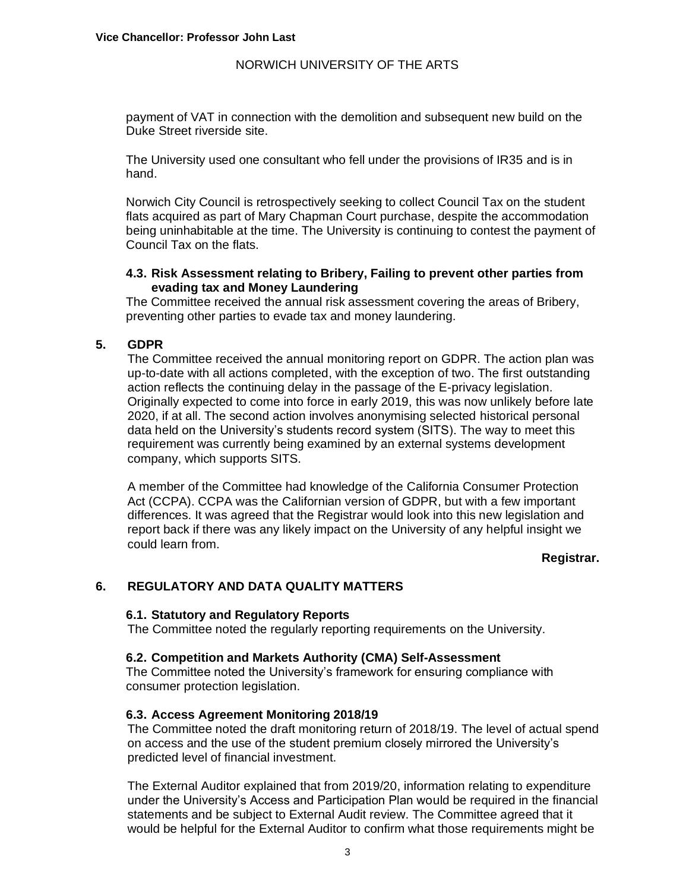payment of VAT in connection with the demolition and subsequent new build on the Duke Street riverside site.

The University used one consultant who fell under the provisions of IR35 and is in hand.

Norwich City Council is retrospectively seeking to collect Council Tax on the student flats acquired as part of Mary Chapman Court purchase, despite the accommodation being uninhabitable at the time. The University is continuing to contest the payment of Council Tax on the flats.

### 4.3. Risk Assessment relating to Bribery, Failing to prevent other parties from evading tax and Money Laundering

The Committee received the annual risk assessment covering the areas of Bribery, preventing other parties to evade tax and money laundering.

## 5. GDPR

The Committee received the annual monitoring report on GDPR. The action plan was up-to-date with all actions completed, with the exception of two. The first outstanding action reflects the continuing delay in the passage of the E-privacy legislation. Originally expected to come into force in early 2019, this was now unlikely before late 2020, if at all. The second action involves anonymising selected historical personal data held on the University's students record system (SITS). The way to meet this requirement was currently being examined by an external systems development company, which supports SITS.

A member of the Committee had knowledge of the California Consumer Protection Act (CCPA). CCPA was the Californian version of GDPR, but with a few important differences. It was agreed that the Registrar would look into this new legislation and report back if there was any likely impact on the University of any helpful insight we could learn from.

**Registrar.**

## 6. REGULATORY AND DATA QUALITY MATTERS

### 6.1. Statutory and Regulatory Reports

The Committee noted the regularly reporting requirements on the University.

### 6.2. Competition and Markets Authority (CMA) Self-Assessment

The Committee noted the University's framework for ensuring compliance with consumer protection legislation.

### 6.3. Access Agreement Monitoring 2018/19

The Committee noted the draft monitoring return of 2018/19. The level of actual spend on access and the use of the student premium closely mirrored the University's predicted level of financial investment.

The External Auditor explained that from 2019/20, information relating to expenditure under the University's Access and Participation Plan would be required in the financial statements and be subject to External Audit review. The Committee agreed that it would be helpful for the External Auditor to confirm what those requirements might be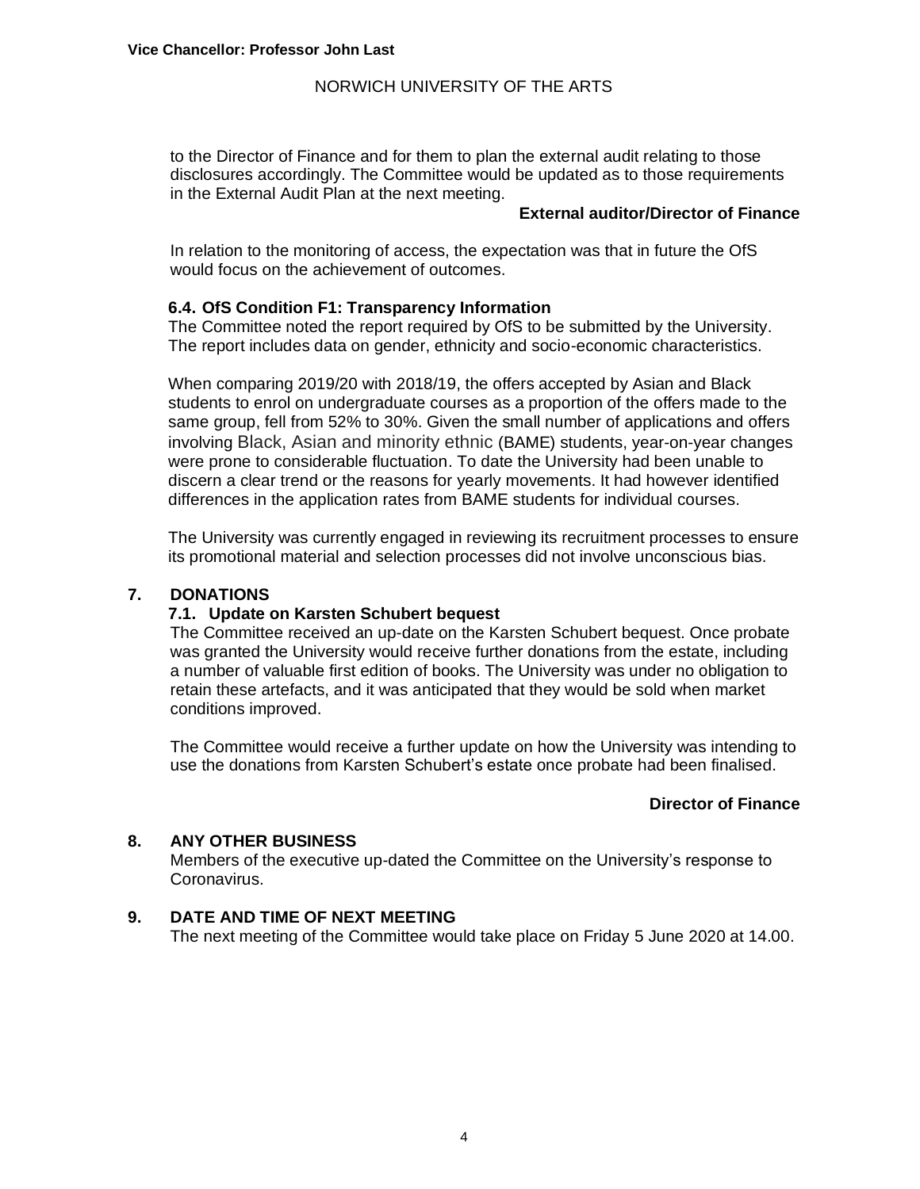to the Director of Finance and for them to plan the external audit relating to those disclosures accordingly. The Committee would be updated as to those requirements in the External Audit Plan at the next meeting.

**External auditor/Director of Finance**

In relation to the monitoring of access, the expectation was that in future the OfS would focus on the achievement of outcomes.

### 6.4. OfS Condition F1: Transparency Information

The Committee noted the report required by OfS to be submitted by the University. The report includes data on gender, ethnicity and socio-economic characteristics.

When comparing 2019/20 with 2018/19, the offers accepted by Asian and Black students to enrol on undergraduate courses as a proportion of the offers made to the same group, fell from 52% to 30%. Given the small number of applications and offers involving Black, Asian and minority ethnic (BAME) students, year-on-year changes were prone to considerable fluctuation. To date the University had been unable to discern a clear trend or the reasons for yearly movements. It had however identified differences in the application rates from BAME students for individual courses.

The University was currently engaged in reviewing its recruitment processes to ensure its promotional material and selection processes did not involve unconscious bias.

## 7. DONATIONS

### 7.1. Update on Karsten Schubert bequest

The Committee received an up-date on the Karsten Schubert bequest. Once probate was granted the University would receive further donations from the estate, including a number of valuable first edition of books. The University was under no obligation to retain these artefacts, and it was anticipated that they would be sold when market conditions improved.

The Committee would receive a further update on how the University was intending to use the donations from Karsten Schubert's estate once probate had been finalised.

**Director of Finance**

## 8. ANY OTHER BUSINESS

Members of the executive up-dated the Committee on the University's response to Coronavirus.

## 9. DATE AND TIME OF NEXT MEETING

The next meeting of the Committee would take place on Friday 5 June 2020 at 14.00.